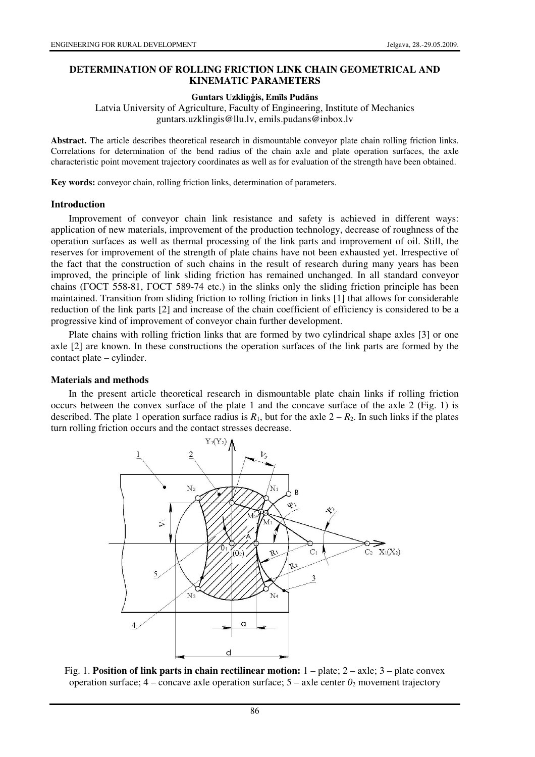# DETERMINATION OF ROLLING FRICTION LINK CHAIN GEOMETRICAL AND KINEMATIC PARAMETERS

**Guntars Uzkliņģis, Emīls Pudāns**

Latvia University of Agriculture, Faculty of Engineering, Institute of Mechanics
guntars.uzklingis@llu.lv, emils.pudans@inbox.lv

**Abstract.** The article describes theoretical research in dismountable conveyor plate chain rolling friction links. Correlations for determination of the bend radius of the chain axle and plate operation surfaces, the axle characteristic point movement trajectory coordinates as well as for evaluation of the strength have been obtained.

**Key words:** conveyor chain, rolling friction links, determination of parameters.

## Introduction

Improvement of conveyor chain link resistance and safety is achieved in different ways: application of new materials, improvement of the production technology, decrease of roughness of the operation surfaces as well as thermal processing of the link parts and improvement of oil. Still, the reserves for improvement of the strength of plate chains have not been exhausted yet. Irrespective of the fact that the construction of such chains in the result of research during many years has been improved, the principle of link sliding friction has remained unchanged. In all standard conveyor chains (ГОСТ 558-81, ГОСТ 589-74 etc.) in the slinks only the sliding friction principle has been maintained. Transition from sliding friction to rolling friction in links [1] that allows for considerable reduction of the link parts [2] and increase of the chain coefficient of efficiency is considered to be a progressive kind of improvement of conveyor chain further development.

Plate chains with rolling friction links that are formed by two cylindrical shape axles [3] or one axle [2] are known. In these constructions the operation surfaces of the link parts are formed by the contact plate – cylinder.

## Materials and methods

In the present article theoretical research in dismountable plate chain links if rolling friction occurs between the convex surface of the plate 1 and the concave surface of the axle 2 (Fig. 1) is described. The plate 1 operation surface radius is $R_1$, but for the axle 2 – $R_2$. In such links if the plates turn rolling friction occurs and the contact stresses decrease.

Fig. 1. **Position of link parts in chain rectilinear motion:** 1 – plate; 2 – axle; 3 – plate convex operation surface; 4 – concave axle operation surface; 5 – axle center $0_2$ movement trajectory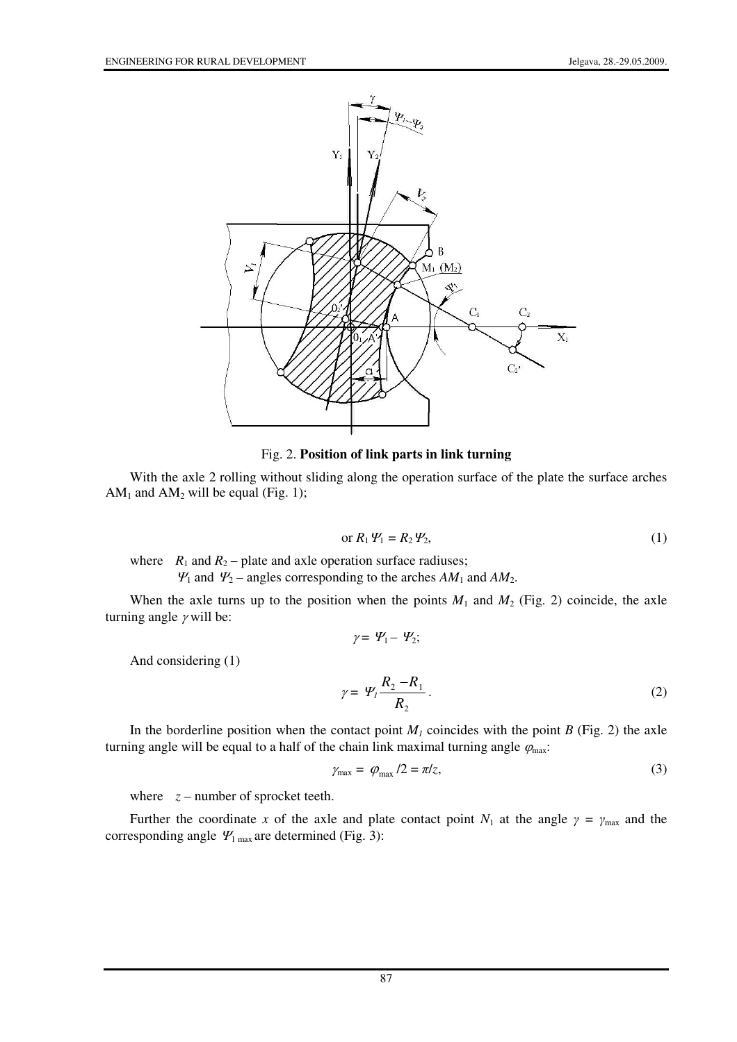Fig. 2. **Position of link parts in link turning**

With the axle 2 rolling without sliding along the operation surface of the plate the surface arches $AM_1$ and $AM_2$ will be equal (Fig. 1);

$$\text{or } R_1 \Psi_1 = R_2 \Psi_2, \tag{1}$$

where $R_1$ and $R_2$ – plate and axle operation surface radiuses;

$\Psi_1$ and $\Psi_2$ – angles corresponding to the arches $AM_1$ and $AM_2$.

When the axle turns up to the position when the points $M_1$ and $M_2$ (Fig. 2) coincide, the axle turning angle $\gamma$ will be:

$$\gamma = \Psi_1 - \Psi_2;$$

And considering (1)

$$\gamma = \Psi_1 \frac{R_2 - R_1}{R_2}. \tag{2}$$

In the borderline position when the contact point $M_1$ coincides with the point $B$ (Fig. 2) the axle turning angle will be equal to a half of the chain link maximal turning angle $\varphi_{max}$:

$$\gamma_{max} = \varphi_{max}/2 = \pi/z, \tag{3}$$

where $z$ – number of sprocket teeth.

Further the coordinate $x$ of the axle and plate contact point $N_1$ at the angle $\gamma = \gamma_{max}$ and the corresponding angle $\Psi_{1\,max}$ are determined (Fig. 3):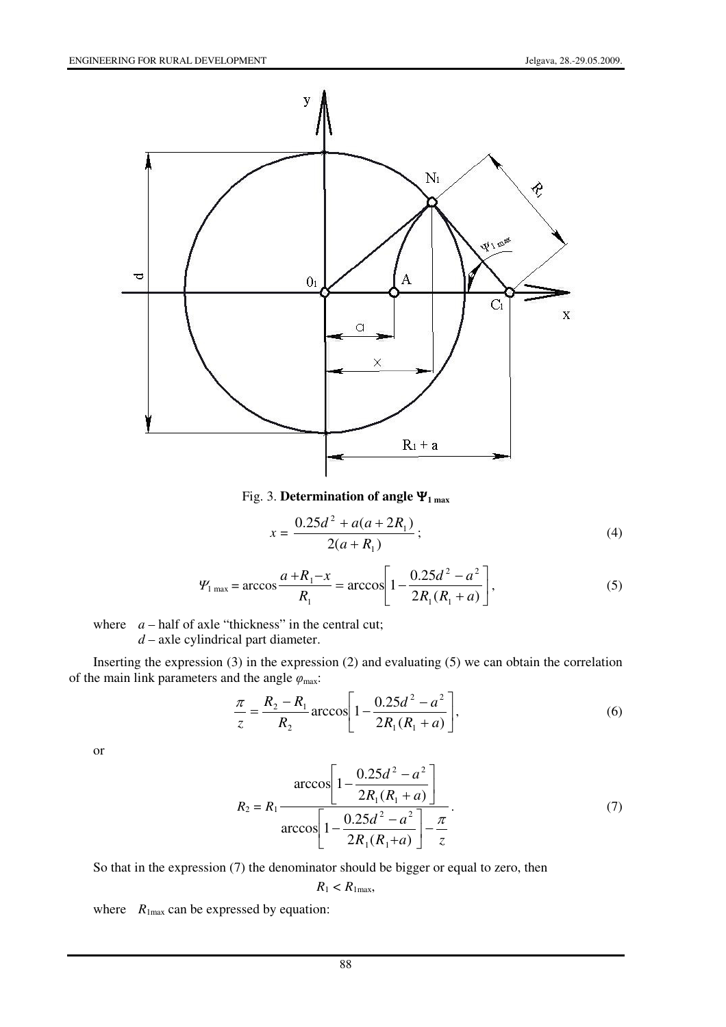Fig. 3. **Determination of angle $\Psi_{1\,max}$**

$$x = \frac{0.25d^2 + a(a + 2R_1)}{2(a + R_1)}; \tag{4}$$

$$\Psi_{1\,max} = \arccos\frac{a + R_1 - x}{R_1} = \arccos\left[1 - \frac{0.25d^2 - a^2}{2R_1(R_1 + a)}\right], \tag{5}$$

where $a$ – half of axle "thickness" in the central cut;
$d$ – axle cylindrical part diameter.

Inserting the expression (3) in the expression (2) and evaluating (5) we can obtain the correlation of the main link parameters and the angle $\varphi_{max}$:

$$\frac{\pi}{z} = \frac{R_2 - R_1}{R_2}\arccos\left[1 - \frac{0.25d^2 - a^2}{2R_1(R_1 + a)}\right], \tag{6}$$

or

$$R_2 = R_1 \frac{\arccos\left[1 - \frac{0.25d^2 - a^2}{2R_1(R_1 + a)}\right]}{\arccos\left[1 - \frac{0.25d^2 - a^2}{2R_1(R_1 + a)}\right] - \frac{\pi}{z}}. \tag{7}$$

So that in the expression (7) the denominator should be bigger or equal to zero, then

$$R_1 < R_{1max},$$

where $R_{1max}$ can be expressed by equation: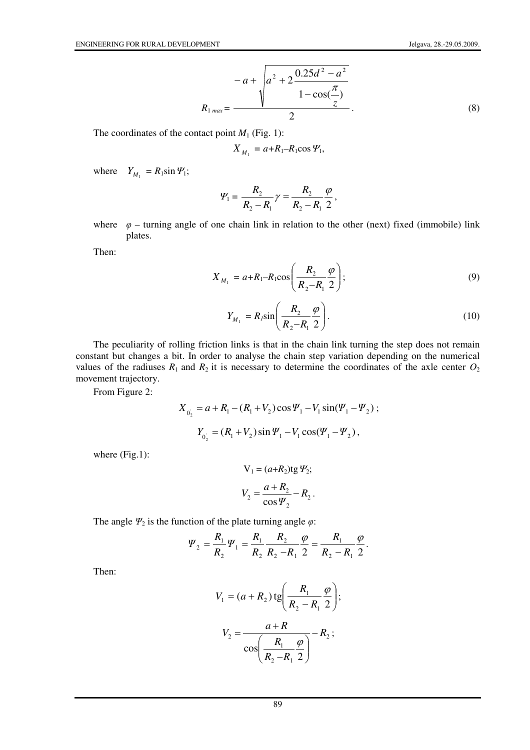$$R_{1\,max} = \frac{-a + \sqrt{a^2 + 2\dfrac{0.25d^2 - a^2}{1 - \cos(\dfrac{\pi}{z})}}}{2}. \tag{8}$$

The coordinates of the contact point $M_1$ (Fig. 1):

$$X_{M_1} = a + R_1 - R_1 \cos \Psi_1,$$

where $\quad Y_{M_1} = R_1 \sin \Psi_1$;

$$\Psi_1 = \frac{R_2}{R_2 - R_1}\gamma = \frac{R_2}{R_2 - R_1}\frac{\varphi}{2},$$

where $\quad \varphi$ – turning angle of one chain link in relation to the other (next) fixed (immobile) link plates.

Then:

$$X_{M_1} = a + R_1 - R_1 \cos\left(\frac{R_2}{R_2 - R_1}\frac{\varphi}{2}\right); \tag{9}$$

$$Y_{M_1} = R_1 \sin\left(\frac{R_2}{R_2 - R_1}\frac{\varphi}{2}\right). \tag{10}$$

The peculiarity of rolling friction links is that in the chain link turning the step does not remain constant but changes a bit. In order to analyse the chain step variation depending on the numerical values of the radiuses $R_1$ and $R_2$ it is necessary to determine the coordinates of the axle center $O_2$ movement trajectory.

From Figure 2:

$$X_{0_2^{'}} = a + R_1 - (R_1 + V_2)\cos \Psi_1 - V_1 \sin(\Psi_1 - \Psi_2);$$

$$Y_{0_2^{'}} = (R_1 + V_2)\sin \Psi_1 - V_1 \cos(\Psi_1 - \Psi_2),$$

where (Fig.1):

$$V_1 = (a + R_2)\operatorname{tg} \Psi_2;$$

$$V_2 = \frac{a + R_2}{\cos \Psi_2} - R_2.$$

The angle $\Psi_2$ is the function of the plate turning angle $\varphi$:

$$\Psi_2 = \frac{R_1}{R_2}\Psi_1 = \frac{R_1}{R_2}\frac{R_2}{R_2 - R_1}\frac{\varphi}{2} = \frac{R_1}{R_2 - R_1}\frac{\varphi}{2}.$$

Then:

$$V_1 = (a + R_2)\operatorname{tg}\left(\frac{R_1}{R_2 - R_1}\frac{\varphi}{2}\right);$$

$$V_2 = \frac{a + R}{\cos\left(\dfrac{R_1}{R_2 - R_1}\dfrac{\varphi}{2}\right)} - R_2;$$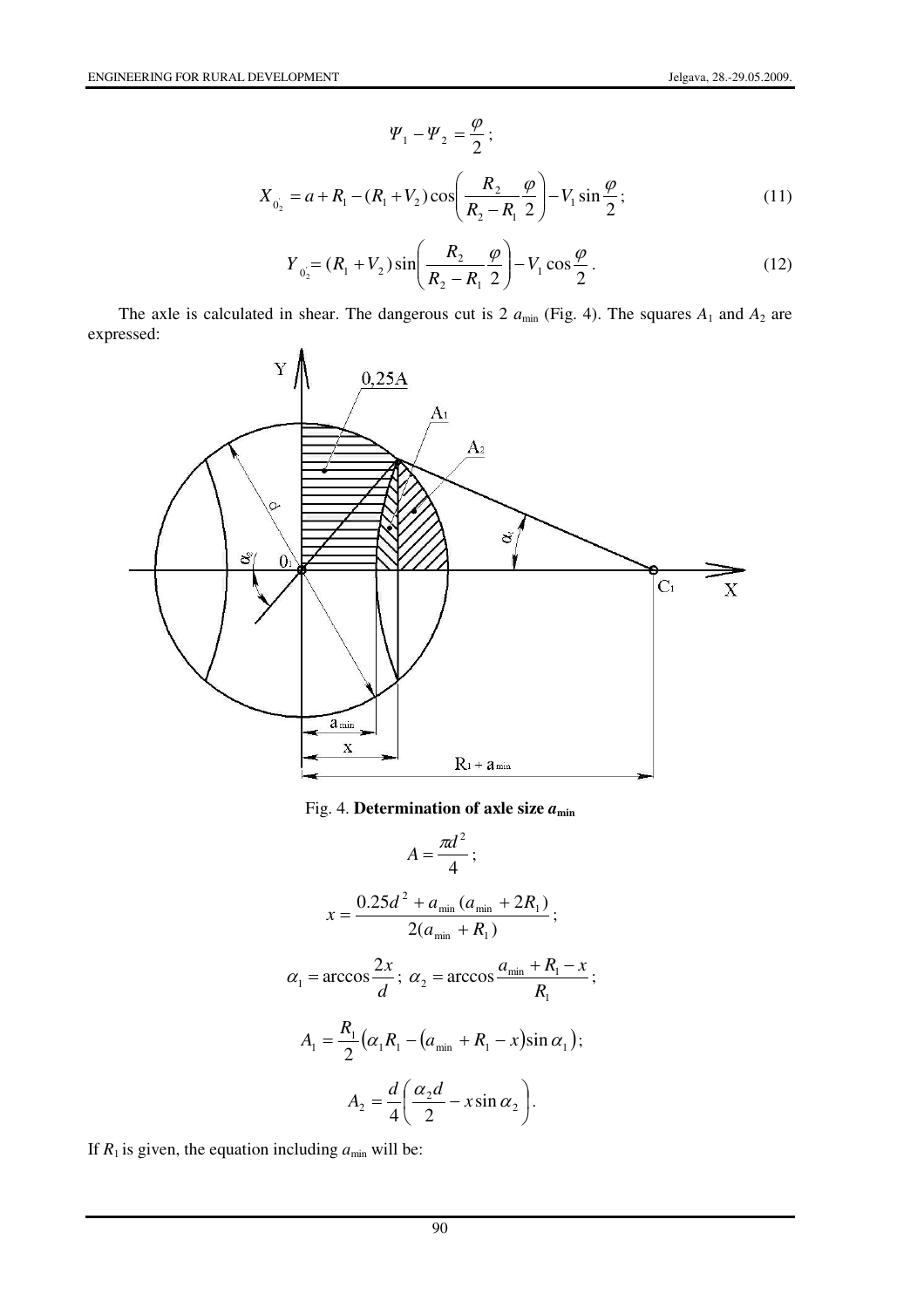$$\Psi_1 - \Psi_2 = \frac{\varphi}{2};$$

$$X_{0_2} = a + R_1 - (R_1 + V_2)\cos\left(\frac{R_2}{R_2 - R_1}\frac{\varphi}{2}\right) - V_1 \sin\frac{\varphi}{2}; \tag{11}$$

$$Y_{0_2} = (R_1 + V_2)\sin\left(\frac{R_2}{R_2 - R_1}\frac{\varphi}{2}\right) - V_1 \cos\frac{\varphi}{2}. \tag{12}$$

The axle is calculated in shear. The dangerous cut is 2 $a_{\min}$ (Fig. 4). The squares $A_1$ and $A_2$ are expressed:

Fig. 4. **Determination of axle size $a_{\min}$**

$$A = \frac{\pi d^2}{4};$$

$$x = \frac{0.25d^2 + a_{\min}(a_{\min} + 2R_1)}{2(a_{\min} + R_1)};$$

$$\alpha_1 = \arccos\frac{2x}{d}; \ \alpha_2 = \arccos\frac{a_{\min} + R_1 - x}{R_1};$$

$$A_1 = \frac{R_1}{2}\left(\alpha_1 R_1 - \left(a_{\min} + R_1 - x\right)\sin\alpha_1\right);$$

$$A_2 = \frac{d}{4}\left(\frac{\alpha_2 d}{2} - x\sin\alpha_2\right).$$

If $R_1$ is given, the equation including $a_{\min}$ will be: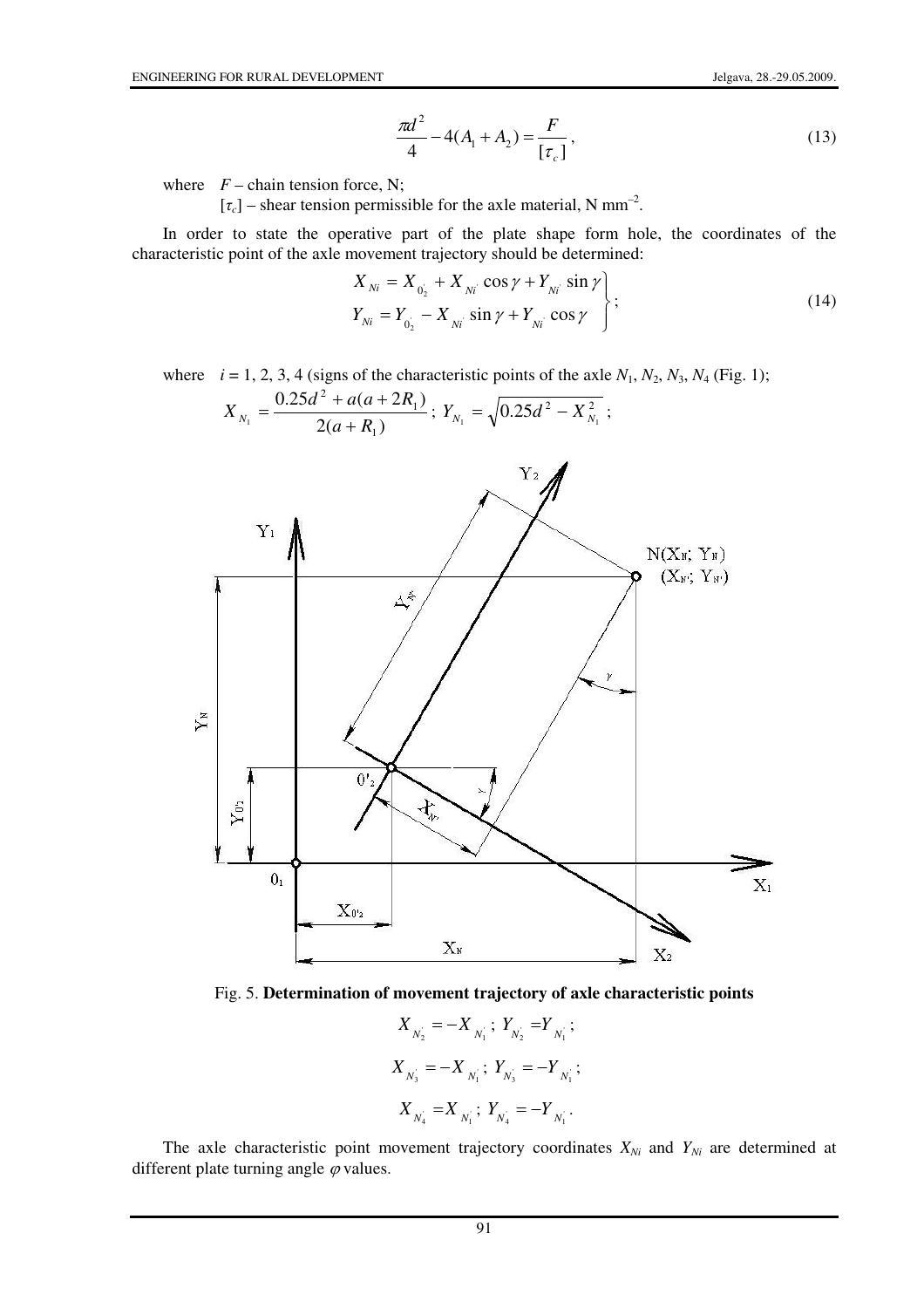$$\frac{\pi d^2}{4} - 4(A_1 + A_2) = \frac{F}{[\tau_c]}, \tag{13}$$

where $F$ – chain tension force, N;

$[\tau_c]$ – shear tension permissible for the axle material, N mm$^{-2}$.

In order to state the operative part of the plate shape form hole, the coordinates of the characteristic point of the axle movement trajectory should be determined:

$$\left.\begin{aligned} X_{Ni} &= X_{0_2'} + X_{Ni'}\cos\gamma + Y_{Ni'}\sin\gamma \\ Y_{Ni} &= Y_{0_2'} - X_{Ni'}\sin\gamma + Y_{Ni'}\cos\gamma \end{aligned}\right\}; \tag{14}$$

where $i$ = 1, 2, 3, 4 (signs of the characteristic points of the axle $N_1$, $N_2$, $N_3$, $N_4$ (Fig. 1);

$$X_{N_1} = \frac{0.25d^2 + a(a + 2R_1)}{2(a + R_1)}; \; Y_{N_1} = \sqrt{0.25d^2 - X_{N_1}^2};$$

Fig. 5. **Determination of movement trajectory of axle characteristic points**

$$X_{N_2'} = -X_{N_1'}; \; Y_{N_2'} = Y_{N_1'};$$

$$X_{N_3'} = -X_{N_1'}; \; Y_{N_3'} = -Y_{N_1'};$$

$$X_{N_4'} = X_{N_1'}; \; Y_{N_4'} = -Y_{N_1'}.$$

The axle characteristic point movement trajectory coordinates $X_{Ni}$ and $Y_{Ni}$ are determined at different plate turning angle $\varphi$ values.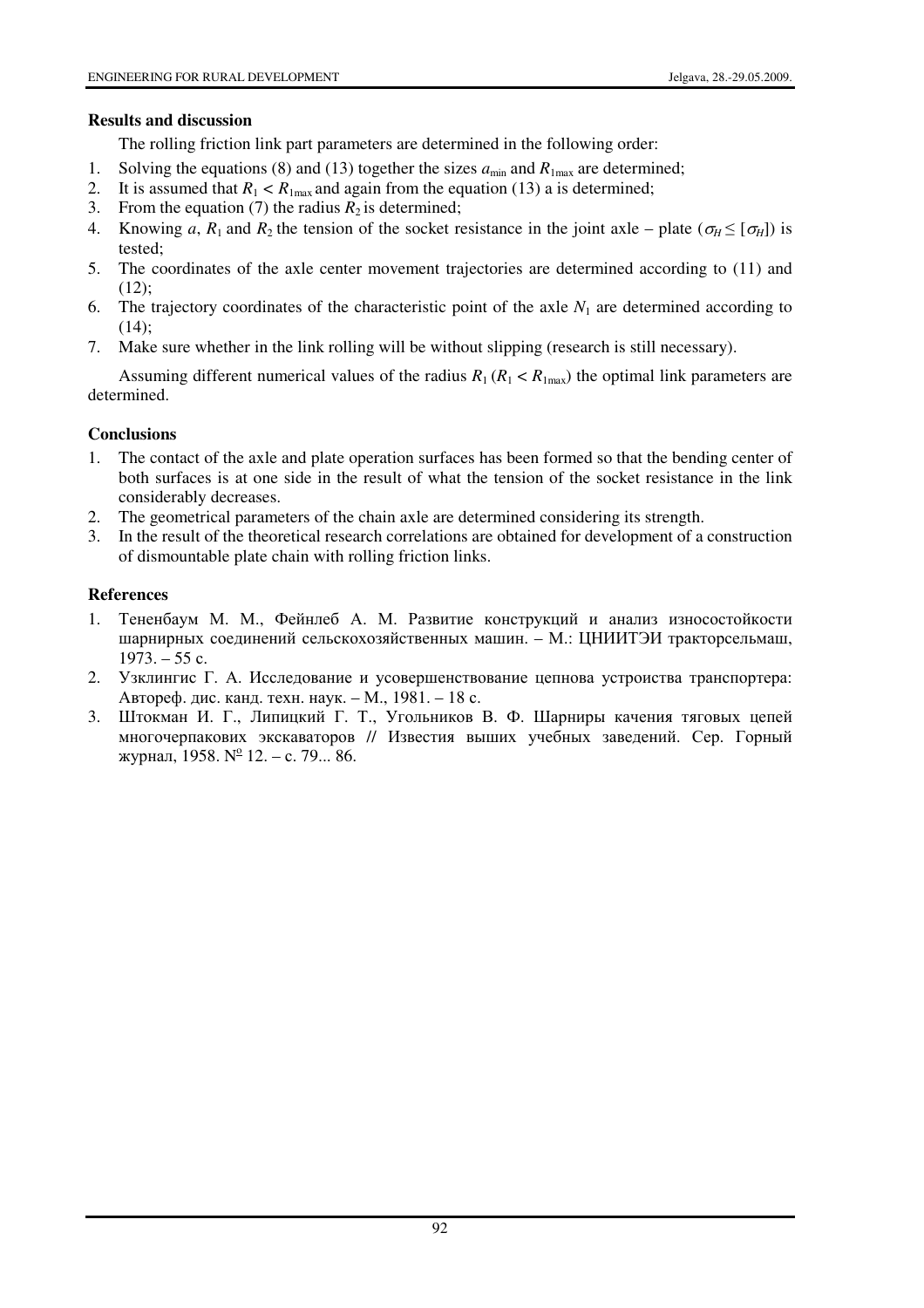## Results and discussion

The rolling friction link part parameters are determined in the following order:

1. Solving the equations (8) and (13) together the sizes $a_{\min}$ and $R_{1\max}$ are determined;
2. It is assumed that $R_1 < R_{1\max}$ and again from the equation (13) a is determined;
3. From the equation (7) the radius $R_2$ is determined;
4. Knowing $a$, $R_1$ and $R_2$ the tension of the socket resistance in the joint axle – plate ($\sigma_H \leq [\sigma_H]$) is tested;
5. The coordinates of the axle center movement trajectories are determined according to (11) and (12);
6. The trajectory coordinates of the characteristic point of the axle $N_1$ are determined according to (14);
7. Make sure whether in the link rolling will be without slipping (research is still necessary).

Assuming different numerical values of the radius $R_1$ ($R_1 < R_{1\max}$) the optimal link parameters are determined.

## Conclusions

1. The contact of the axle and plate operation surfaces has been formed so that the bending center of both surfaces is at one side in the result of what the tension of the socket resistance in the link considerably decreases.
2. The geometrical parameters of the chain axle are determined considering its strength.
3. In the result of the theoretical research correlations are obtained for development of a construction of dismountable plate chain with rolling friction links.

## References

1. Тененбаум М. М., Фейнлеб А. М. Развитие конструкций и анализ износостойкости шарнирных соединений сельскохозяйственных машин. – М.: ЦНИИТЭИ тракторсельмаш, 1973. – 55 с.
2. Узклингис Г. А. Исследование и усовершенствование цепнова устроиства транспортера: Автореф. дис. канд. техн. наук. – М., 1981. – 18 с.
3. Штокман И. Г., Липицкий Г. Т., Угольников В. Ф. Шарниры качения тяговых цепей многочерпаковых экскаваторов // Известия выших учебных заведений. Сер. Горный журнал, 1958. № 12. – с. 79... 86.